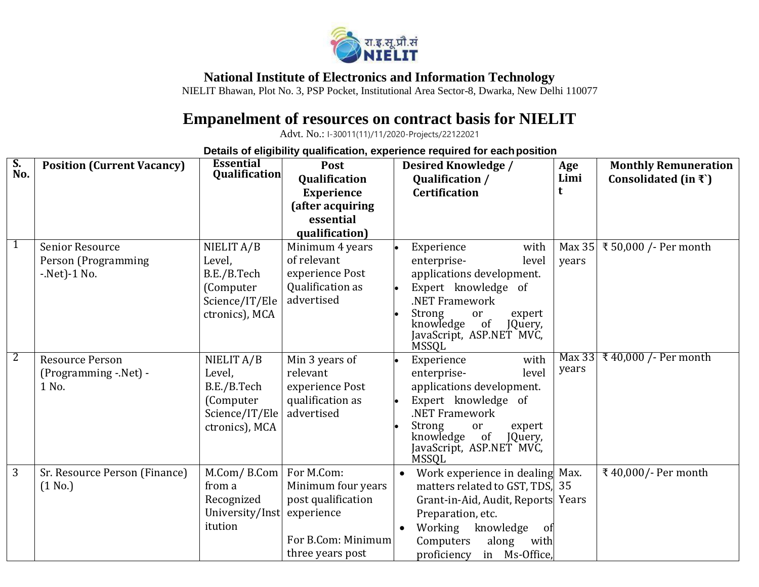राइ.सू.प्रौ.सं NIELIT

**National Institute of Electronics and Information Technology**

NIELIT Bhawan, Plot No. 3, PSP Pocket, Institutional Area Sector-8, Dwarka, New Delhi 110077

# Empanelment of resources on contract basis for NIELIT

Advt. No.: I-30011(11)/11/2020-Projects/22122021

**Details of eligibility qualification, experience required for each position**

| S. No. | Position (Current Vacancy) | Essential Qualification | Post Qualification Experience (after acquiring essential qualification) | Desired Knowledge / Qualification / Certification | Age Limit | Monthly Remuneration Consolidated (in ₹`) |
|---|---|---|---|---|---|---|
| 1 | Senior Resource Person (Programming -.Net)-1 No. | NIELIT A/B Level, B.E./B.Tech (Computer Science/IT/Electronics), MCA | Minimum 4 years of relevant experience Post Qualification as advertised | • Experience with enterprise- level applications development.<br>• Expert knowledge of .NET Framework<br>• Strong or expert knowledge of JQuery, JavaScript, ASP.NET MVC, MSSQL | Max 35 years | ₹ 50,000 /- Per month |
| 2 | Resource Person (Programming -.Net) - 1 No. | NIELIT A/B Level, B.E./B.Tech (Computer Science/IT/Electronics), MCA | Min 3 years of relevant experience Post qualification as advertised | • Experience with enterprise- level applications development.<br>• Expert knowledge of .NET Framework<br>• Strong or expert knowledge of JQuery, JavaScript, ASP.NET MVC, MSSQL | Max 33 years | ₹ 40,000 /- Per month |
| 3 | Sr. Resource Person (Finance) (1 No.) | M.Com/ B.Com from a Recognized University/Institution | For M.Com: Minimum four years post qualification experience<br><br>For B.Com: Minimum three years post | • Work experience in dealing matters related to GST, TDS, Grant-in-Aid, Audit, Reports Preparation, etc.<br>• Working knowledge of Computers along with proficiency in Ms-Office, | Max. 35 Years | ₹ 40,000/- Per month |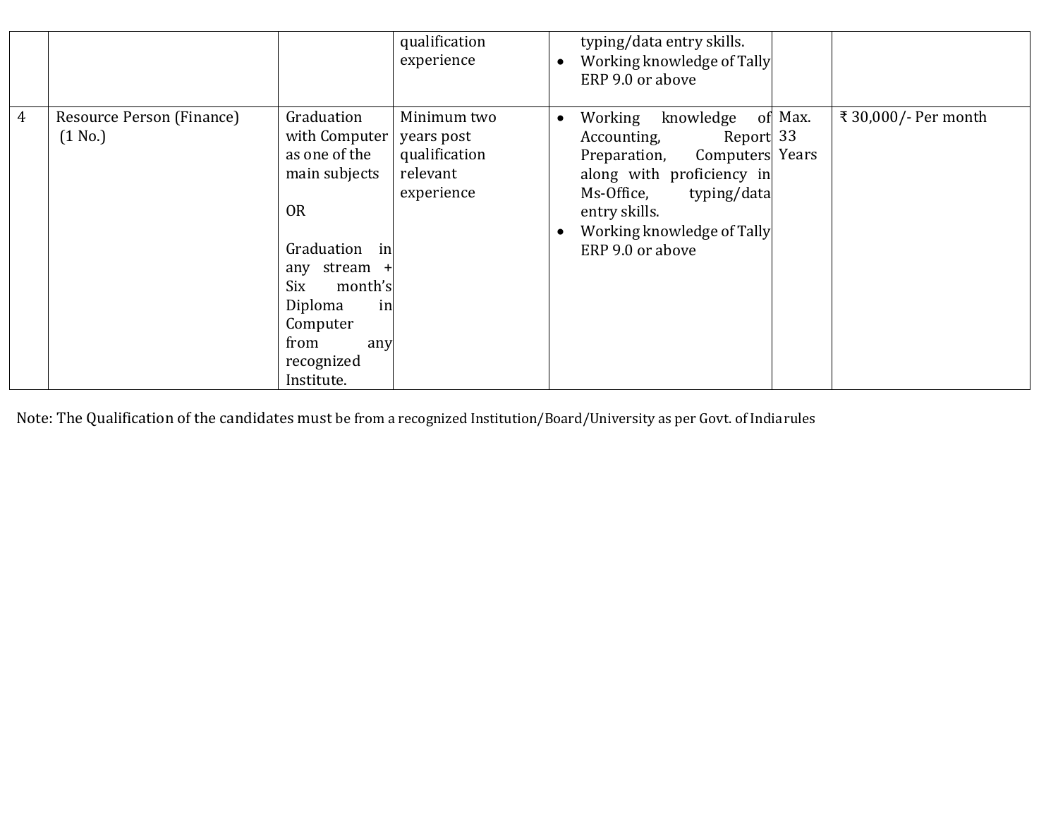| | | | | | | |
|---|---|---|---|---|---|---|
| | | | qualification experience | typing/data entry skills.<br>• Working knowledge of Tally ERP 9.0 or above | | |
| 4 | Resource Person (Finance) (1 No.) | Graduation with Computer as one of the main subjects<br><br>OR<br><br>Graduation in any stream + Six month's Diploma in Computer from any recognized Institute. | Minimum two years post qualification relevant experience | • Working knowledge of Accounting, Report Preparation, Computers along with proficiency in Ms-Office, typing/data entry skills.<br>• Working knowledge of Tally ERP 9.0 or above | Max. 33 Years | ₹ 30,000/- Per month |

Note: The Qualification of the candidates must be from a recognized Institution/Board/University as per Govt. of India rules